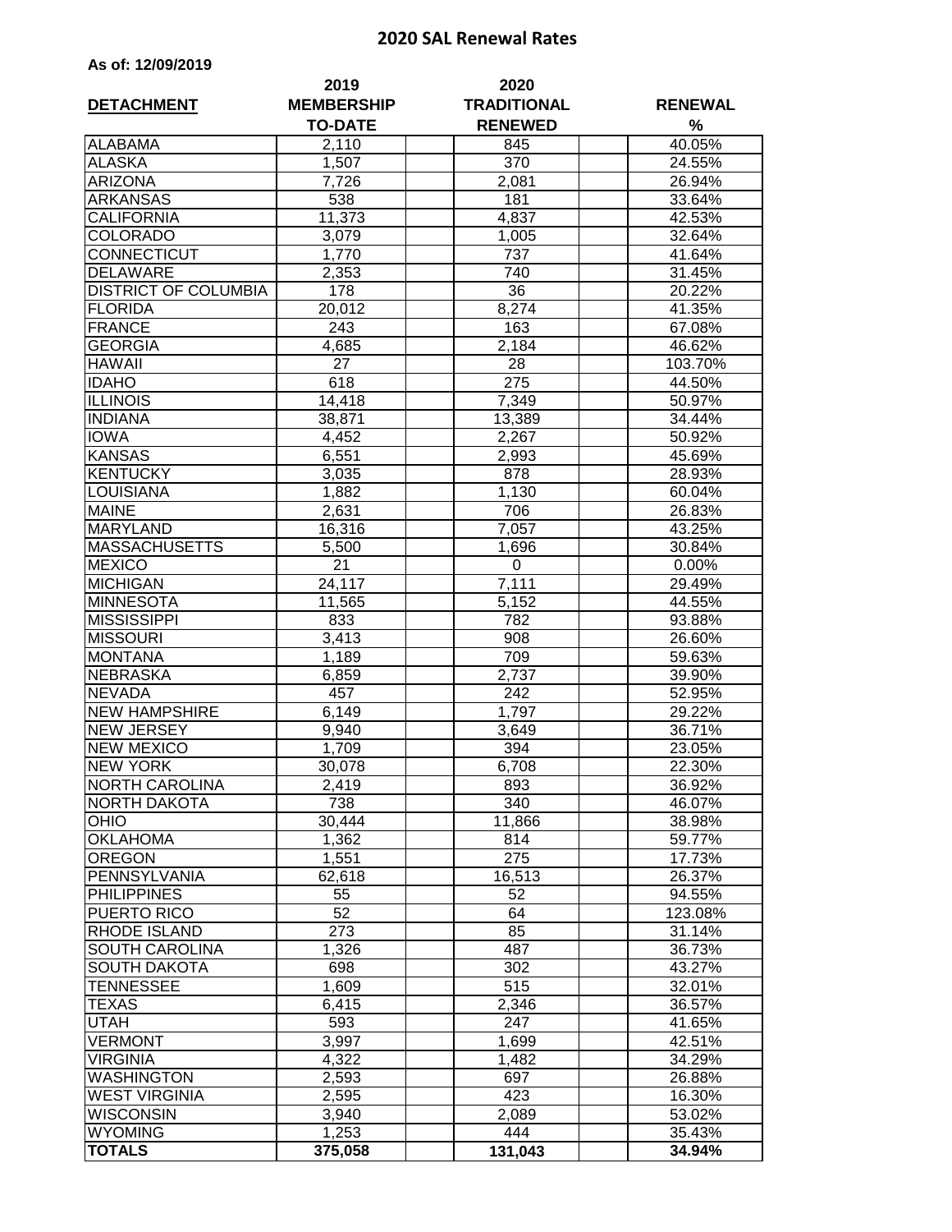# 2020 SAL Renewal Rates

**As of: 12/09/2019**

| DETACHMENT | 2019 MEMBERSHIP TO-DATE | 2020 TRADITIONAL RENEWED | RENEWAL % |
|---|---|---|---|
| ALABAMA | 2,110 | 845 | 40.05% |
| ALASKA | 1,507 | 370 | 24.55% |
| ARIZONA | 7,726 | 2,081 | 26.94% |
| ARKANSAS | 538 | 181 | 33.64% |
| CALIFORNIA | 11,373 | 4,837 | 42.53% |
| COLORADO | 3,079 | 1,005 | 32.64% |
| CONNECTICUT | 1,770 | 737 | 41.64% |
| DELAWARE | 2,353 | 740 | 31.45% |
| DISTRICT OF COLUMBIA | 178 | 36 | 20.22% |
| FLORIDA | 20,012 | 8,274 | 41.35% |
| FRANCE | 243 | 163 | 67.08% |
| GEORGIA | 4,685 | 2,184 | 46.62% |
| HAWAII | 27 | 28 | 103.70% |
| IDAHO | 618 | 275 | 44.50% |
| ILLINOIS | 14,418 | 7,349 | 50.97% |
| INDIANA | 38,871 | 13,389 | 34.44% |
| IOWA | 4,452 | 2,267 | 50.92% |
| KANSAS | 6,551 | 2,993 | 45.69% |
| KENTUCKY | 3,035 | 878 | 28.93% |
| LOUISIANA | 1,882 | 1,130 | 60.04% |
| MAINE | 2,631 | 706 | 26.83% |
| MARYLAND | 16,316 | 7,057 | 43.25% |
| MASSACHUSETTS | 5,500 | 1,696 | 30.84% |
| MEXICO | 21 | 0 | 0.00% |
| MICHIGAN | 24,117 | 7,111 | 29.49% |
| MINNESOTA | 11,565 | 5,152 | 44.55% |
| MISSISSIPPI | 833 | 782 | 93.88% |
| MISSOURI | 3,413 | 908 | 26.60% |
| MONTANA | 1,189 | 709 | 59.63% |
| NEBRASKA | 6,859 | 2,737 | 39.90% |
| NEVADA | 457 | 242 | 52.95% |
| NEW HAMPSHIRE | 6,149 | 1,797 | 29.22% |
| NEW JERSEY | 9,940 | 3,649 | 36.71% |
| NEW MEXICO | 1,709 | 394 | 23.05% |
| NEW YORK | 30,078 | 6,708 | 22.30% |
| NORTH CAROLINA | 2,419 | 893 | 36.92% |
| NORTH DAKOTA | 738 | 340 | 46.07% |
| OHIO | 30,444 | 11,866 | 38.98% |
| OKLAHOMA | 1,362 | 814 | 59.77% |
| OREGON | 1,551 | 275 | 17.73% |
| PENNSYLVANIA | 62,618 | 16,513 | 26.37% |
| PHILIPPINES | 55 | 52 | 94.55% |
| PUERTO RICO | 52 | 64 | 123.08% |
| RHODE ISLAND | 273 | 85 | 31.14% |
| SOUTH CAROLINA | 1,326 | 487 | 36.73% |
| SOUTH DAKOTA | 698 | 302 | 43.27% |
| TENNESSEE | 1,609 | 515 | 32.01% |
| TEXAS | 6,415 | 2,346 | 36.57% |
| UTAH | 593 | 247 | 41.65% |
| VERMONT | 3,997 | 1,699 | 42.51% |
| VIRGINIA | 4,322 | 1,482 | 34.29% |
| WASHINGTON | 2,593 | 697 | 26.88% |
| WEST VIRGINIA | 2,595 | 423 | 16.30% |
| WISCONSIN | 3,940 | 2,089 | 53.02% |
| WYOMING | 1,253 | 444 | 35.43% |
| **TOTALS** | **375,058** | **131,043** | **34.94%** |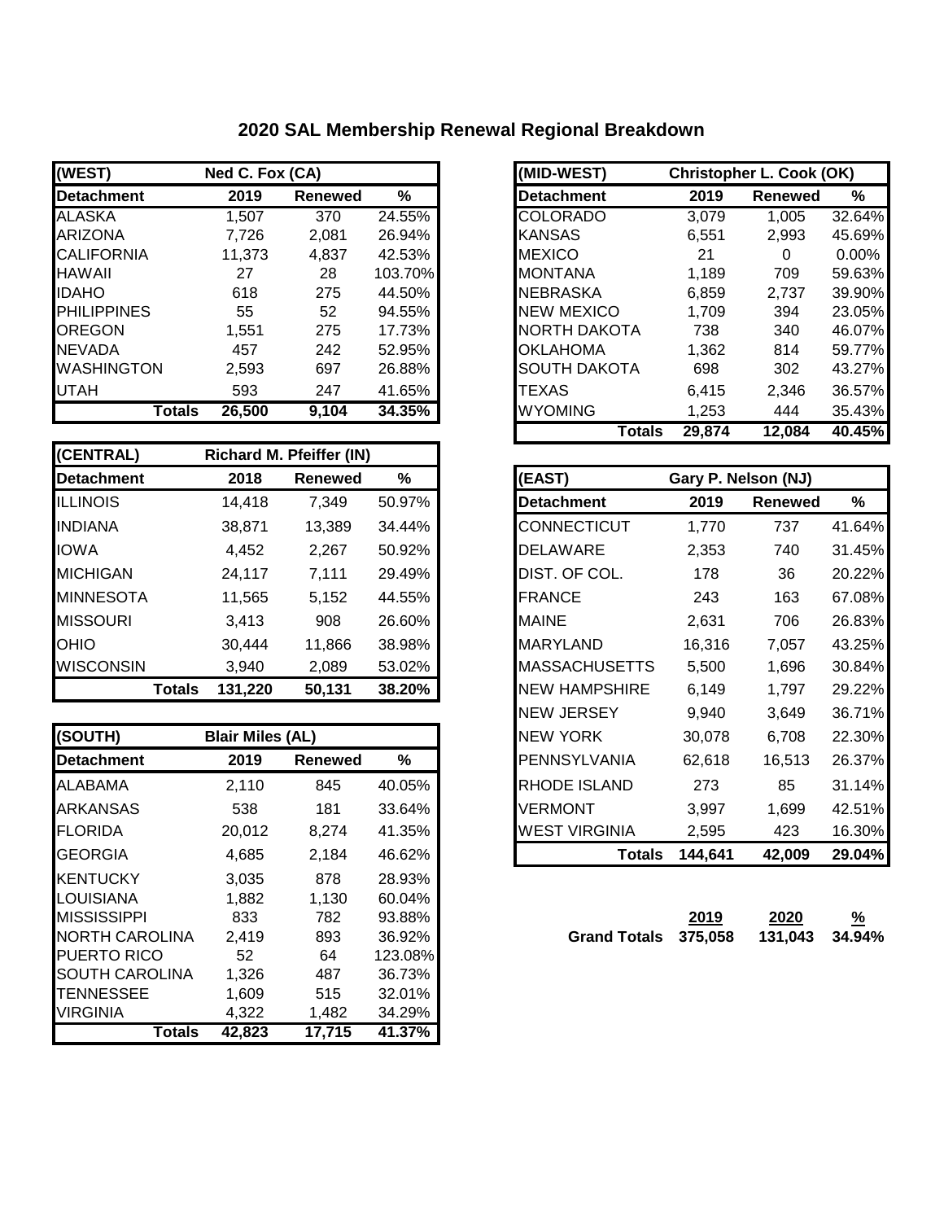# 2020 SAL Membership Renewal Regional Breakdown

| (WEST) | Ned C. Fox (CA) | | |
|---|---|---|---|
| **Detachment** | **2019** | **Renewed** | **%** |
| ALASKA | 1,507 | 370 | 24.55% |
| ARIZONA | 7,726 | 2,081 | 26.94% |
| CALIFORNIA | 11,373 | 4,837 | 42.53% |
| HAWAII | 27 | 28 | 103.70% |
| IDAHO | 618 | 275 | 44.50% |
| PHILIPPINES | 55 | 52 | 94.55% |
| OREGON | 1,551 | 275 | 17.73% |
| NEVADA | 457 | 242 | 52.95% |
| WASHINGTON | 2,593 | 697 | 26.88% |
| UTAH | 593 | 247 | 41.65% |
| **Totals** | **26,500** | **9,104** | **34.35%** |

| (CENTRAL) | Richard M. Pfeiffer (IN) | | |
|---|---|---|---|
| **Detachment** | **2018** | **Renewed** | **%** |
| ILLINOIS | 14,418 | 7,349 | 50.97% |
| INDIANA | 38,871 | 13,389 | 34.44% |
| IOWA | 4,452 | 2,267 | 50.92% |
| MICHIGAN | 24,117 | 7,111 | 29.49% |
| MINNESOTA | 11,565 | 5,152 | 44.55% |
| MISSOURI | 3,413 | 908 | 26.60% |
| OHIO | 30,444 | 11,866 | 38.98% |
| WISCONSIN | 3,940 | 2,089 | 53.02% |
| **Totals** | **131,220** | **50,131** | **38.20%** |

| (SOUTH) | Blair Miles (AL) | | |
|---|---|---|---|
| **Detachment** | **2019** | **Renewed** | **%** |
| ALABAMA | 2,110 | 845 | 40.05% |
| ARKANSAS | 538 | 181 | 33.64% |
| FLORIDA | 20,012 | 8,274 | 41.35% |
| GEORGIA | 4,685 | 2,184 | 46.62% |
| KENTUCKY | 3,035 | 878 | 28.93% |
| LOUISIANA | 1,882 | 1,130 | 60.04% |
| MISSISSIPPI | 833 | 782 | 93.88% |
| NORTH CAROLINA | 2,419 | 893 | 36.92% |
| PUERTO RICO | 52 | 64 | 123.08% |
| SOUTH CAROLINA | 1,326 | 487 | 36.73% |
| TENNESSEE | 1,609 | 515 | 32.01% |
| VIRGINIA | 4,322 | 1,482 | 34.29% |
| **Totals** | **42,823** | **17,715** | **41.37%** |

| (MID-WEST) | Christopher L. Cook (OK) | | |
|---|---|---|---|
| **Detachment** | **2019** | **Renewed** | **%** |
| COLORADO | 3,079 | 1,005 | 32.64% |
| KANSAS | 6,551 | 2,993 | 45.69% |
| MEXICO | 21 | 0 | 0.00% |
| MONTANA | 1,189 | 709 | 59.63% |
| NEBRASKA | 6,859 | 2,737 | 39.90% |
| NEW MEXICO | 1,709 | 394 | 23.05% |
| NORTH DAKOTA | 738 | 340 | 46.07% |
| OKLAHOMA | 1,362 | 814 | 59.77% |
| SOUTH DAKOTA | 698 | 302 | 43.27% |
| TEXAS | 6,415 | 2,346 | 36.57% |
| WYOMING | 1,253 | 444 | 35.43% |
| **Totals** | **29,874** | **12,084** | **40.45%** |

| (EAST) | Gary P. Nelson (NJ) | | |
|---|---|---|---|
| **Detachment** | **2019** | **Renewed** | **%** |
| CONNECTICUT | 1,770 | 737 | 41.64% |
| DELAWARE | 2,353 | 740 | 31.45% |
| DIST. OF COL. | 178 | 36 | 20.22% |
| FRANCE | 243 | 163 | 67.08% |
| MAINE | 2,631 | 706 | 26.83% |
| MARYLAND | 16,316 | 7,057 | 43.25% |
| MASSACHUSETTS | 5,500 | 1,696 | 30.84% |
| NEW HAMPSHIRE | 6,149 | 1,797 | 29.22% |
| NEW JERSEY | 9,940 | 3,649 | 36.71% |
| NEW YORK | 30,078 | 6,708 | 22.30% |
| PENNSYLVANIA | 62,618 | 16,513 | 26.37% |
| RHODE ISLAND | 273 | 85 | 31.14% |
| VERMONT | 3,997 | 1,699 | 42.51% |
| WEST VIRGINIA | 2,595 | 423 | 16.30% |
| **Totals** | **144,641** | **42,009** | **29.04%** |

| | 2019 | 2020 | % |
|---|---|---|---|
| **Grand Totals** | **375,058** | **131,043** | **34.94%** |